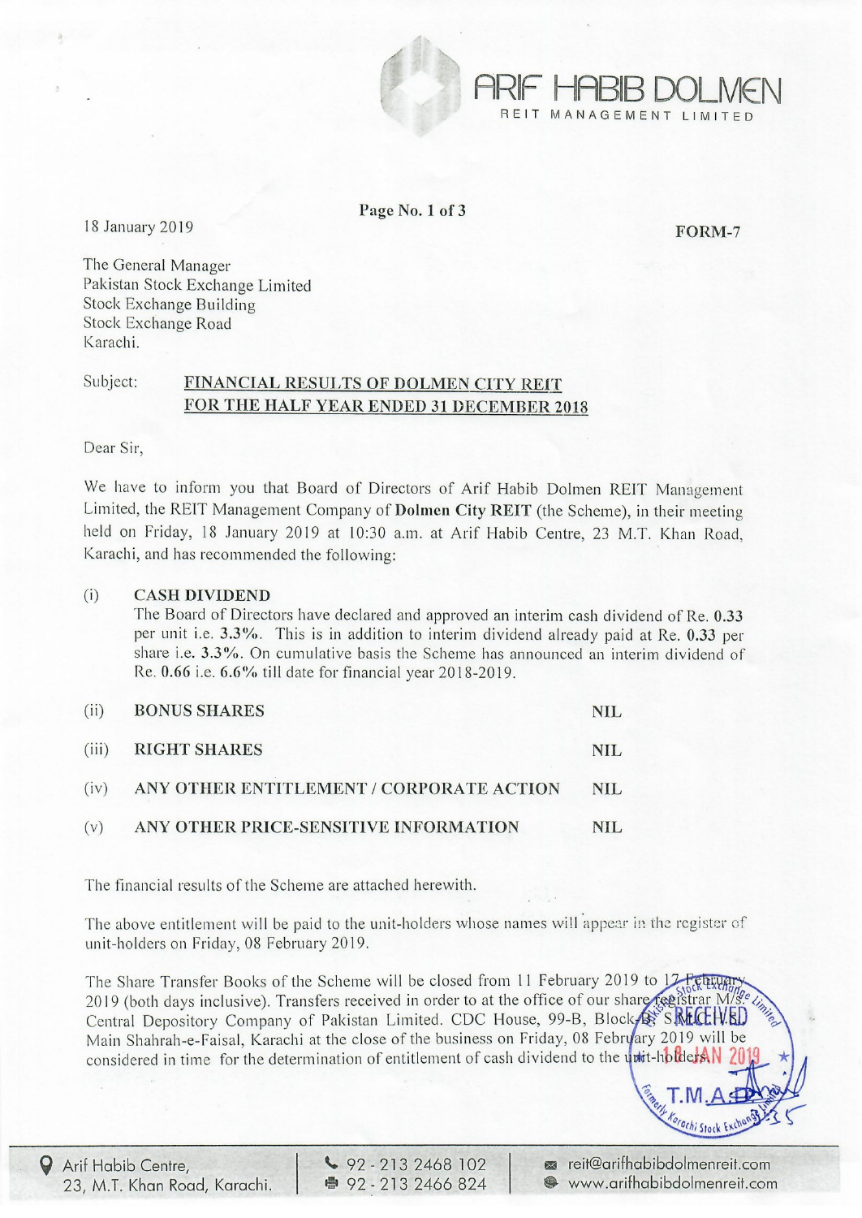ARIF HABIB DOLMEN
REIT MANAGEMENT LIMITED

18 January 2019

**FORM-7**

The General Manager
Pakistan Stock Exchange Limited
Stock Exchange Building
Stock Exchange Road
Karachi.

Subject: **FINANCIAL RESULTS OF DOLMEN CITY REIT FOR THE HALF YEAR ENDED 31 DECEMBER 2018**

Dear Sir,

We have to inform you that Board of Directors of Arif Habib Dolmen REIT Management Limited, the REIT Management Company of **Dolmen City REIT** (the Scheme), in their meeting held on Friday, 18 January 2019 at 10:30 a.m. at Arif Habib Centre, 23 M.T. Khan Road, Karachi, and has recommended the following:

(i) **CASH DIVIDEND**
The Board of Directors have declared and approved an interim cash dividend of Re. **0.33** per unit i.e. **3.3%**. This is in addition to interim dividend already paid at Re. **0.33** per share i.e. **3.3%**. On cumulative basis the Scheme has announced an interim dividend of Re. **0.66** i.e. **6.6%** till date for financial year 2018-2019.

| | | |
|---|---|---|
| (ii) | **BONUS SHARES** | **NIL** |
| (iii) | **RIGHT SHARES** | **NIL** |
| (iv) | **ANY OTHER ENTITLEMENT / CORPORATE ACTION** | **NIL** |
| (v) | **ANY OTHER PRICE-SENSITIVE INFORMATION** | **NIL** |

The financial results of the Scheme are attached herewith.

The above entitlement will be paid to the unit-holders whose names will appear in the register of unit-holders on Friday, 08 February 2019.

The Share Transfer Books of the Scheme will be closed from 11 February 2019 to 17 February 2019 (both days inclusive). Transfers received in order to at the office of our share registrar M/s. Central Depository Company of Pakistan Limited. CDC House, 99-B, Block-B, S.M.C.H.S., Main Shahrah-e-Faisal, Karachi at the close of the business on Friday, 08 February 2019 will be considered in time for the determination of entitlement of cash dividend to the unit-holders.

Arif Habib Centre, 23, M.T. Khan Road, Karachi. | 92 - 213 2468 102 | 92 - 213 2466 824 | reit@arifhabibdolmenreit.com | www.arifhabibdolmenreit.com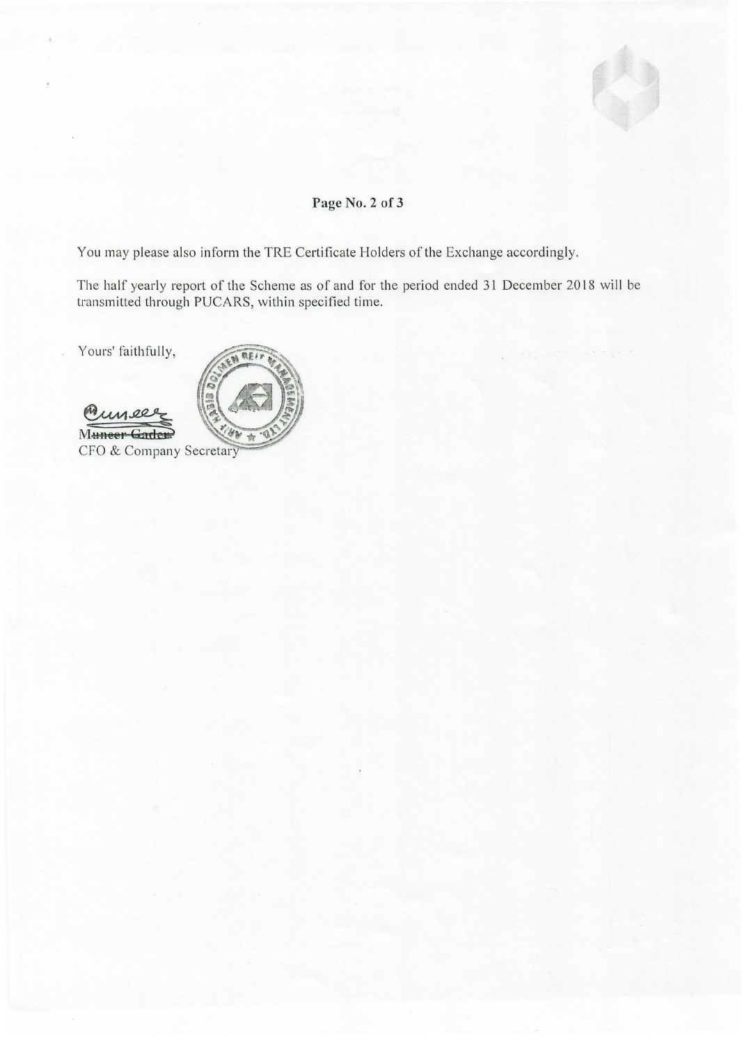You may please also inform the TRE Certificate Holders of the Exchange accordingly.

The half yearly report of the Scheme as of and for the period ended 31 December 2018 will be transmitted through PUCARS, within specified time.

Yours' faithfully,

Muneer Gader
CFO & Company Secretary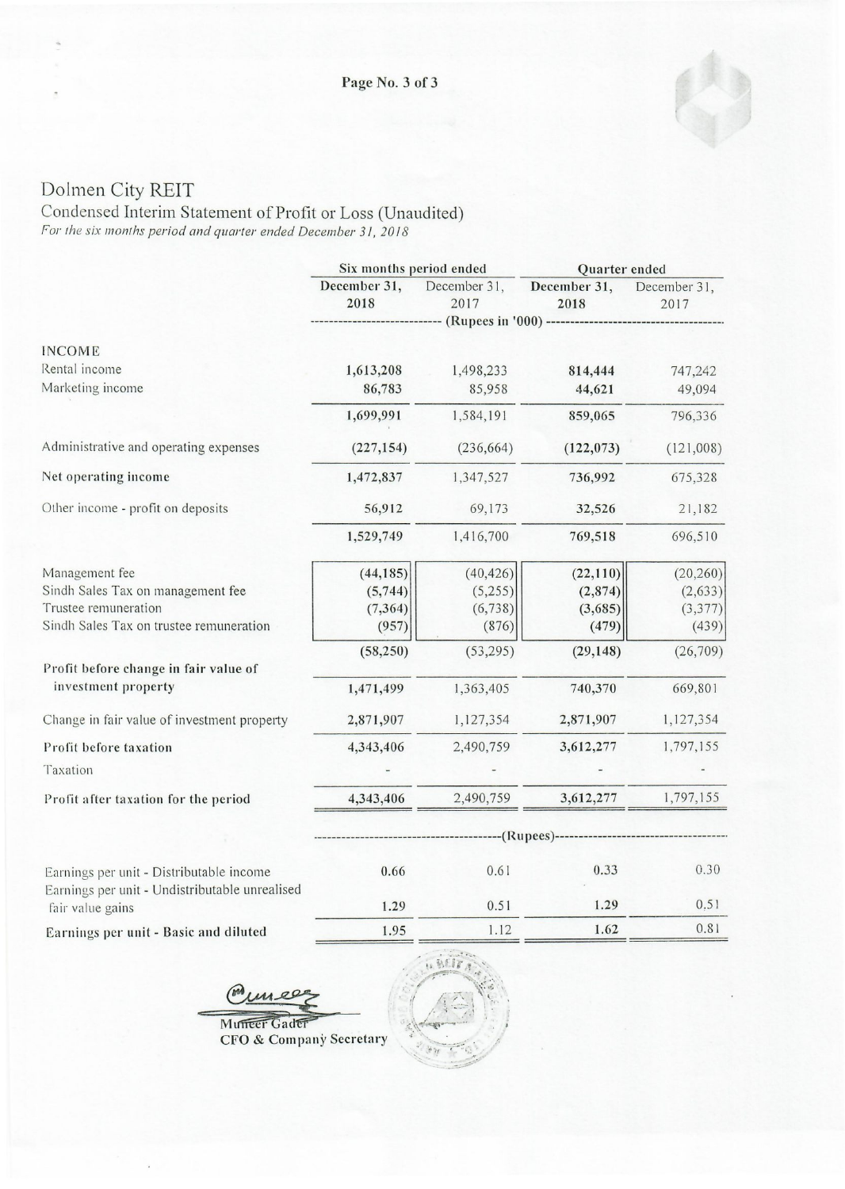# Dolmen City REIT

## Condensed Interim Statement of Profit or Loss (Unaudited)

*For the six months period and quarter ended December 31, 2018*

| | Six months period ended | | Quarter ended | |
|---|---|---|---|---|
| | **December 31, 2018** | December 31, 2017 | **December 31, 2018** | December 31, 2017 |
| | (Rupees in '000) | | | |
| **INCOME** | | | | |
| Rental income | **1,613,208** | 1,498,233 | **814,444** | 747,242 |
| Marketing income | **86,783** | 85,958 | **44,621** | 49,094 |
| | **1,699,991** | 1,584,191 | **859,065** | 796,336 |
| Administrative and operating expenses | **(227,154)** | (236,664) | **(122,073)** | (121,008) |
| Net operating income | **1,472,837** | 1,347,527 | **736,992** | 675,328 |
| Other income - profit on deposits | **56,912** | 69,173 | **32,526** | 21,182 |
| | **1,529,749** | 1,416,700 | **769,518** | 696,510 |
| Management fee | **(44,185)** | (40,426) | **(22,110)** | (20,260) |
| Sindh Sales Tax on management fee | **(5,744)** | (5,255) | **(2,874)** | (2,633) |
| Trustee remuneration | **(7,364)** | (6,738) | **(3,685)** | (3,377) |
| Sindh Sales Tax on trustee remuneration | **(957)** | (876) | **(479)** | (439) |
| | **(58,250)** | (53,295) | **(29,148)** | (26,709) |
| Profit before change in fair value of investment property | **1,471,499** | 1,363,405 | **740,370** | 669,801 |
| Change in fair value of investment property | **2,871,907** | 1,127,354 | **2,871,907** | 1,127,354 |
| Profit before taxation | **4,343,406** | 2,490,759 | **3,612,277** | 1,797,155 |
| Taxation | - | - | - | - |
| Profit after taxation for the period | **4,343,406** | 2,490,759 | **3,612,277** | 1,797,155 |
| | (Rupees) | | | |
| Earnings per unit - Distributable income | **0.66** | 0.61 | **0.33** | 0.30 |
| Earnings per unit - Undistributable unrealised fair value gains | **1.29** | 0.51 | **1.29** | 0.51 |
| **Earnings per unit - Basic and diluted** | **1.95** | 1.12 | **1.62** | 0.81 |

Muneer Gader
CFO & Company Secretary